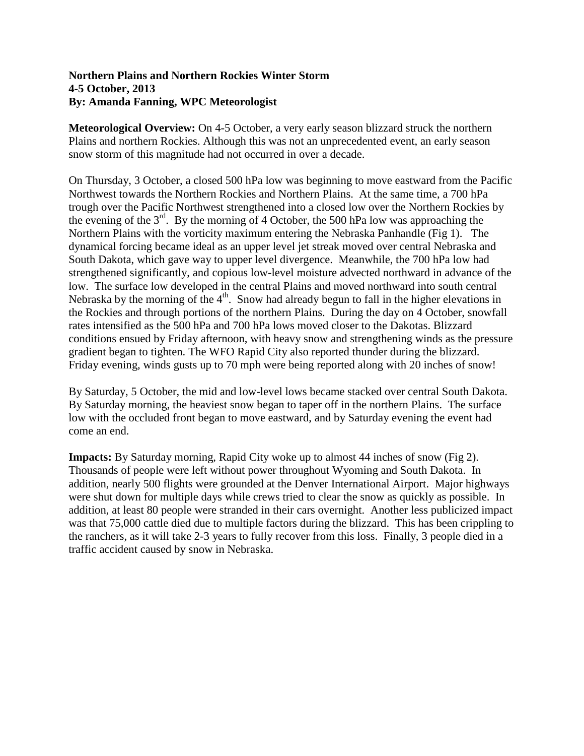**Northern Plains and Northern Rockies Winter Storm**
**4-5 October, 2013**
**By: Amanda Fanning, WPC Meteorologist**

**Meteorological Overview:** On 4-5 October, a very early season blizzard struck the northern Plains and northern Rockies. Although this was not an unprecedented event, an early season snow storm of this magnitude had not occurred in over a decade.

On Thursday, 3 October, a closed 500 hPa low was beginning to move eastward from the Pacific Northwest towards the Northern Rockies and Northern Plains. At the same time, a 700 hPa trough over the Pacific Northwest strengthened into a closed low over the Northern Rockies by the evening of the 3rd. By the morning of 4 October, the 500 hPa low was approaching the Northern Plains with the vorticity maximum entering the Nebraska Panhandle (Fig 1). The dynamical forcing became ideal as an upper level jet streak moved over central Nebraska and South Dakota, which gave way to upper level divergence. Meanwhile, the 700 hPa low had strengthened significantly, and copious low-level moisture advected northward in advance of the low. The surface low developed in the central Plains and moved northward into south central Nebraska by the morning of the 4th. Snow had already begun to fall in the higher elevations in the Rockies and through portions of the northern Plains. During the day on 4 October, snowfall rates intensified as the 500 hPa and 700 hPa lows moved closer to the Dakotas. Blizzard conditions ensued by Friday afternoon, with heavy snow and strengthening winds as the pressure gradient began to tighten. The WFO Rapid City also reported thunder during the blizzard. Friday evening, winds gusts up to 70 mph were being reported along with 20 inches of snow!

By Saturday, 5 October, the mid and low-level lows became stacked over central South Dakota. By Saturday morning, the heaviest snow began to taper off in the northern Plains. The surface low with the occluded front began to move eastward, and by Saturday evening the event had come an end.

**Impacts:** By Saturday morning, Rapid City woke up to almost 44 inches of snow (Fig 2). Thousands of people were left without power throughout Wyoming and South Dakota. In addition, nearly 500 flights were grounded at the Denver International Airport. Major highways were shut down for multiple days while crews tried to clear the snow as quickly as possible. In addition, at least 80 people were stranded in their cars overnight. Another less publicized impact was that 75,000 cattle died due to multiple factors during the blizzard. This has been crippling to the ranchers, as it will take 2-3 years to fully recover from this loss. Finally, 3 people died in a traffic accident caused by snow in Nebraska.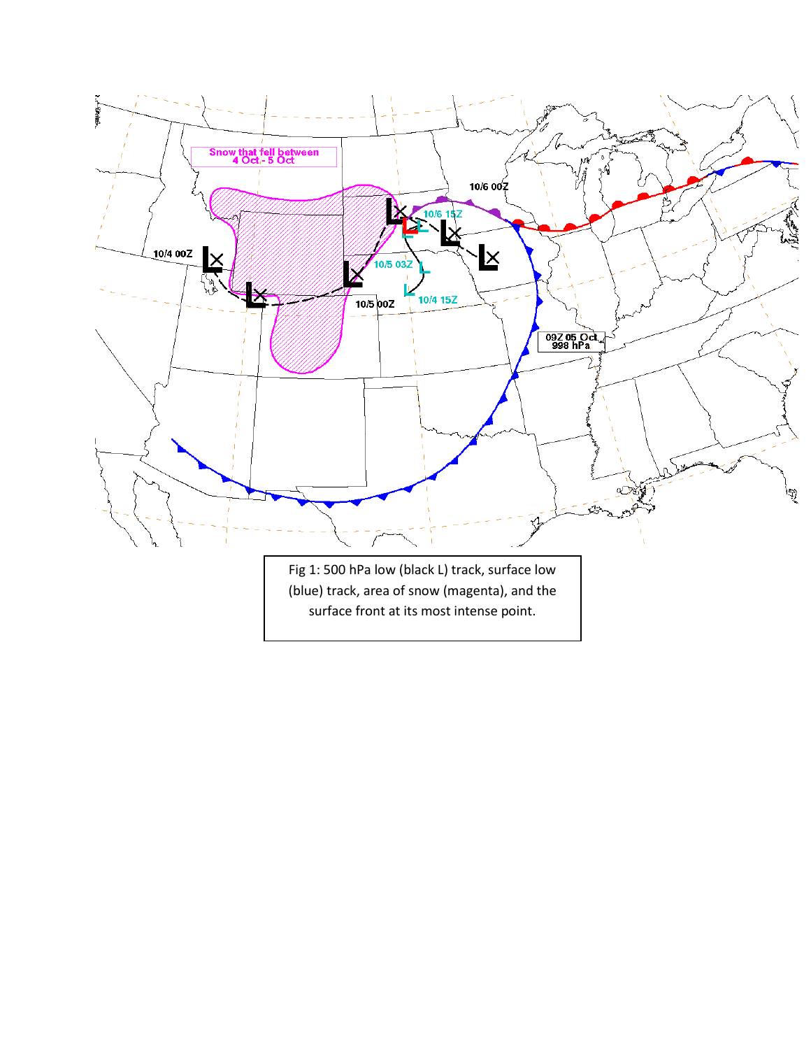Fig 1: 500 hPa low (black L) track, surface low (blue) track, area of snow (magenta), and the surface front at its most intense point.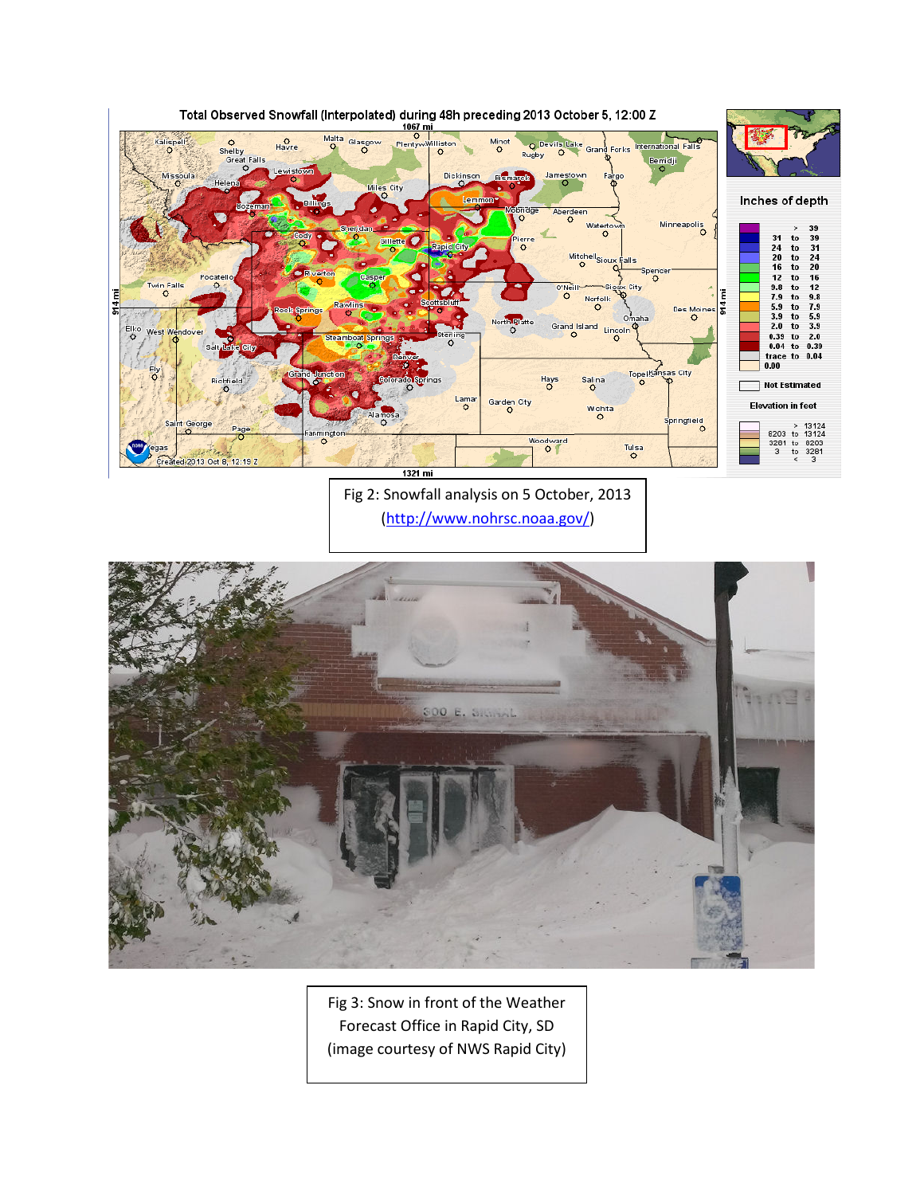Total Observed Snowfall (Interpolated) during 48h preceding 2013 October 5, 12:00 Z

1067 mi

1321 mi

914 mi

914 mi

Created 2013 Oct 8, 12:19 Z

Kalispell, Shelby, Great Falls, Havre, Malta, Glasgow, Plentywood, Williston, Minot, Rugby, Devils Lake, Grand Forks, International Falls, Bemidji, Missoula, Helena, Lewistown, Dickinson, Bismarck, Jamestown, Fargo, Miles City, Bozeman, Billings, Lemmon, Mobridge, Aberdeen, Watertown, Minneapolis, Sheridan, Cody, Gillette, Rapid City, Pierre, Mitchell, Sioux Falls, Spencer, Pocatello, Twin Falls, Riverton, Casper, O'Neill, Sioux City, Norfolk, Rock Springs, Rawlins, Scottsbluff, Omaha, Des Moines, Elko, West Wendover, North Platte, Grand Island, Lincoln, Salt Lake City, Steamboat Springs, Sterling, Denver, Ely, Richfield, Grand Junction, Colorado Springs, Hays, Salina, Topeka, Kansas City, Lamar, Garden City, Wichita, Alamosa, Springfield, Saint George, Page, Farmington, Woodward, Tulsa, Las Vegas

Inches of depth

> 39
31 to 39
24 to 31
20 to 24
16 to 20
12 to 16
9.8 to 12
7.9 to 9.8
5.9 to 7.9
3.9 to 5.9
2.0 to 3.9
0.39 to 2.0
0.04 to 0.39
trace to 0.04
0.00

Not Estimated

Elevation in feet

> 13124
8203 to 13124
3281 to 8203
3 to 3281
< 3

Fig 2: Snowfall analysis on 5 October, 2013 (http://www.nohrsc.noaa.gov/)

Fig 3: Snow in front of the Weather Forecast Office in Rapid City, SD (image courtesy of NWS Rapid City)